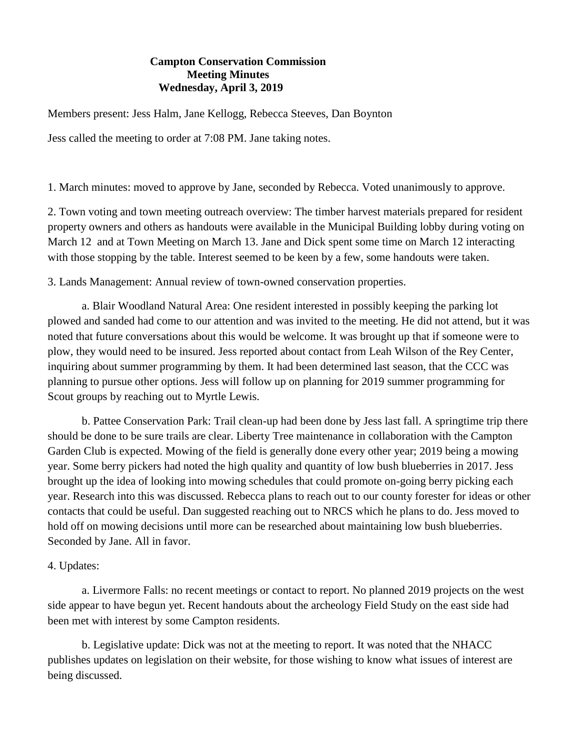**Campton Conservation Commission**
**Meeting Minutes**
**Wednesday, April 3, 2019**

Members present: Jess Halm, Jane Kellogg, Rebecca Steeves, Dan Boynton

Jess called the meeting to order at 7:08 PM. Jane taking notes.

1. March minutes: moved to approve by Jane, seconded by Rebecca. Voted unanimously to approve.

2. Town voting and town meeting outreach overview: The timber harvest materials prepared for resident property owners and others as handouts were available in the Municipal Building lobby during voting on March 12 and at Town Meeting on March 13. Jane and Dick spent some time on March 12 interacting with those stopping by the table. Interest seemed to be keen by a few, some handouts were taken.

3. Lands Management: Annual review of town-owned conservation properties.

a. Blair Woodland Natural Area: One resident interested in possibly keeping the parking lot plowed and sanded had come to our attention and was invited to the meeting. He did not attend, but it was noted that future conversations about this would be welcome. It was brought up that if someone were to plow, they would need to be insured. Jess reported about contact from Leah Wilson of the Rey Center, inquiring about summer programming by them. It had been determined last season, that the CCC was planning to pursue other options. Jess will follow up on planning for 2019 summer programming for Scout groups by reaching out to Myrtle Lewis.

b. Pattee Conservation Park: Trail clean-up had been done by Jess last fall. A springtime trip there should be done to be sure trails are clear. Liberty Tree maintenance in collaboration with the Campton Garden Club is expected. Mowing of the field is generally done every other year; 2019 being a mowing year. Some berry pickers had noted the high quality and quantity of low bush blueberries in 2017. Jess brought up the idea of looking into mowing schedules that could promote on-going berry picking each year. Research into this was discussed. Rebecca plans to reach out to our county forester for ideas or other contacts that could be useful. Dan suggested reaching out to NRCS which he plans to do. Jess moved to hold off on mowing decisions until more can be researched about maintaining low bush blueberries. Seconded by Jane. All in favor.

4. Updates:

a. Livermore Falls: no recent meetings or contact to report. No planned 2019 projects on the west side appear to have begun yet. Recent handouts about the archeology Field Study on the east side had been met with interest by some Campton residents.

b. Legislative update: Dick was not at the meeting to report. It was noted that the NHACC publishes updates on legislation on their website, for those wishing to know what issues of interest are being discussed.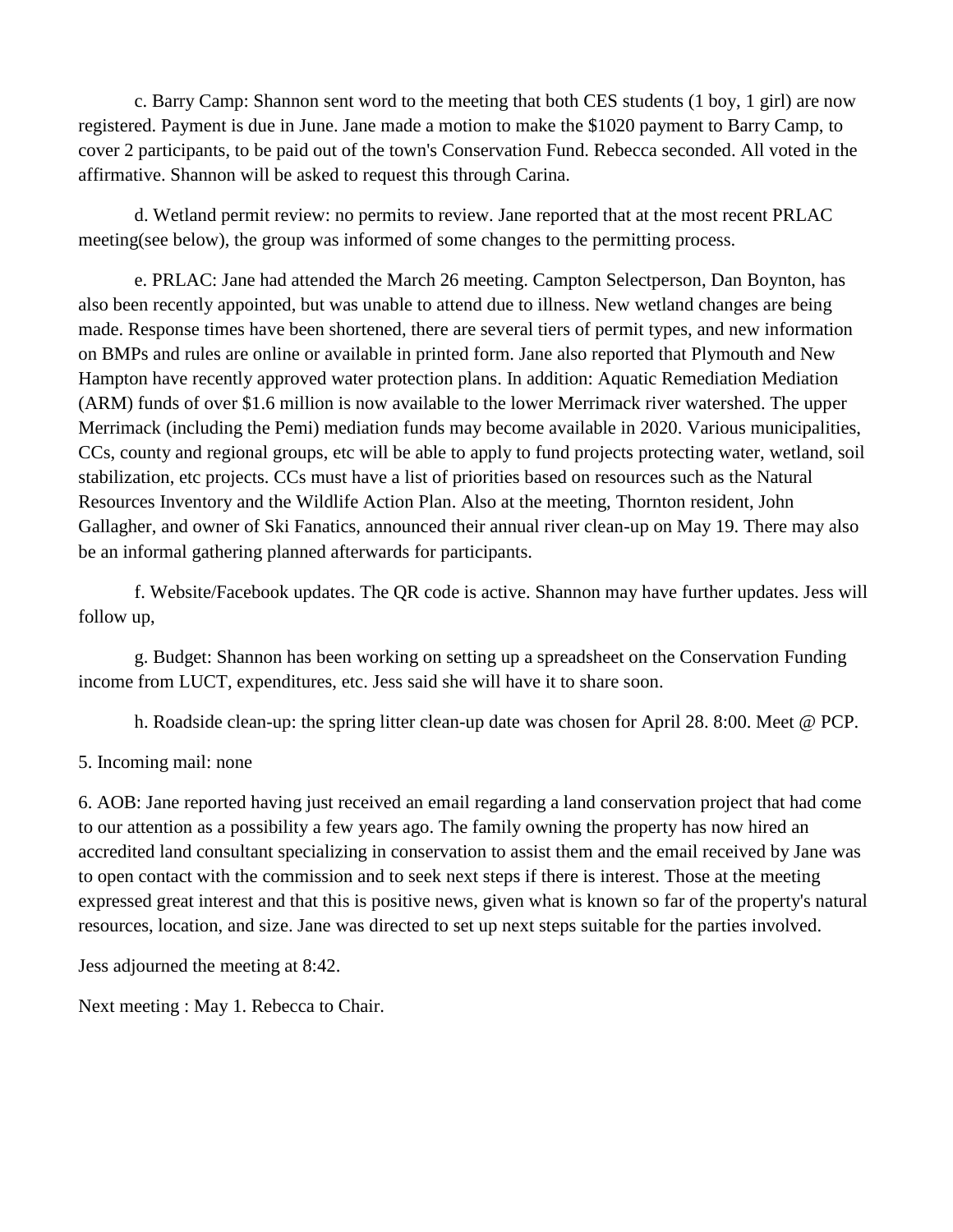c. Barry Camp: Shannon sent word to the meeting that both CES students (1 boy, 1 girl) are now registered. Payment is due in June. Jane made a motion to make the $1020 payment to Barry Camp, to cover 2 participants, to be paid out of the town's Conservation Fund. Rebecca seconded. All voted in the affirmative. Shannon will be asked to request this through Carina.

d. Wetland permit review: no permits to review. Jane reported that at the most recent PRLAC meeting(see below), the group was informed of some changes to the permitting process.

e. PRLAC: Jane had attended the March 26 meeting. Campton Selectperson, Dan Boynton, has also been recently appointed, but was unable to attend due to illness. New wetland changes are being made. Response times have been shortened, there are several tiers of permit types, and new information on BMPs and rules are online or available in printed form. Jane also reported that Plymouth and New Hampton have recently approved water protection plans. In addition: Aquatic Remediation Mediation (ARM) funds of over $1.6 million is now available to the lower Merrimack river watershed. The upper Merrimack (including the Pemi) mediation funds may become available in 2020. Various municipalities, CCs, county and regional groups, etc will be able to apply to fund projects protecting water, wetland, soil stabilization, etc projects. CCs must have a list of priorities based on resources such as the Natural Resources Inventory and the Wildlife Action Plan. Also at the meeting, Thornton resident, John Gallagher, and owner of Ski Fanatics, announced their annual river clean-up on May 19. There may also be an informal gathering planned afterwards for participants.

f. Website/Facebook updates. The QR code is active. Shannon may have further updates. Jess will follow up,

g. Budget: Shannon has been working on setting up a spreadsheet on the Conservation Funding income from LUCT, expenditures, etc. Jess said she will have it to share soon.

h. Roadside clean-up: the spring litter clean-up date was chosen for April 28. 8:00. Meet @ PCP.

5. Incoming mail: none

6. AOB: Jane reported having just received an email regarding a land conservation project that had come to our attention as a possibility a few years ago. The family owning the property has now hired an accredited land consultant specializing in conservation to assist them and the email received by Jane was to open contact with the commission and to seek next steps if there is interest. Those at the meeting expressed great interest and that this is positive news, given what is known so far of the property's natural resources, location, and size. Jane was directed to set up next steps suitable for the parties involved.

Jess adjourned the meeting at 8:42.

Next meeting : May 1. Rebecca to Chair.